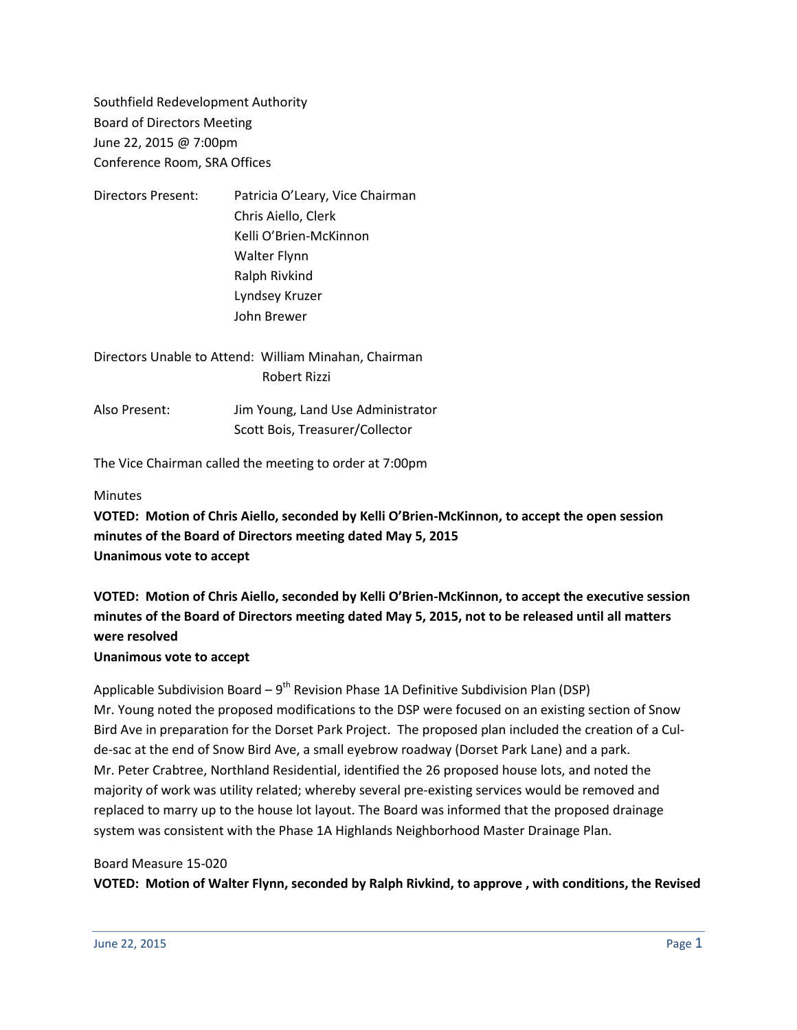Southfield Redevelopment Authority
Board of Directors Meeting
June 22, 2015 @ 7:00pm
Conference Room, SRA Offices

Directors Present: Patricia O'Leary, Vice Chairman
Chris Aiello, Clerk
Kelli O'Brien-McKinnon
Walter Flynn
Ralph Rivkind
Lyndsey Kruzer
John Brewer

Directors Unable to Attend: William Minahan, Chairman
Robert Rizzi

Also Present: Jim Young, Land Use Administrator
Scott Bois, Treasurer/Collector

The Vice Chairman called the meeting to order at 7:00pm

Minutes

**VOTED: Motion of Chris Aiello, seconded by Kelli O'Brien-McKinnon, to accept the open session minutes of the Board of Directors meeting dated May 5, 2015**
**Unanimous vote to accept**

**VOTED: Motion of Chris Aiello, seconded by Kelli O'Brien-McKinnon, to accept the executive session minutes of the Board of Directors meeting dated May 5, 2015, not to be released until all matters were resolved**
**Unanimous vote to accept**

Applicable Subdivision Board – 9th Revision Phase 1A Definitive Subdivision Plan (DSP)
Mr. Young noted the proposed modifications to the DSP were focused on an existing section of Snow Bird Ave in preparation for the Dorset Park Project. The proposed plan included the creation of a Cul-de-sac at the end of Snow Bird Ave, a small eyebrow roadway (Dorset Park Lane) and a park.
Mr. Peter Crabtree, Northland Residential, identified the 26 proposed house lots, and noted the majority of work was utility related; whereby several pre-existing services would be removed and replaced to marry up to the house lot layout. The Board was informed that the proposed drainage system was consistent with the Phase 1A Highlands Neighborhood Master Drainage Plan.

Board Measure 15-020
**VOTED: Motion of Walter Flynn, seconded by Ralph Rivkind, to approve , with conditions, the Revised**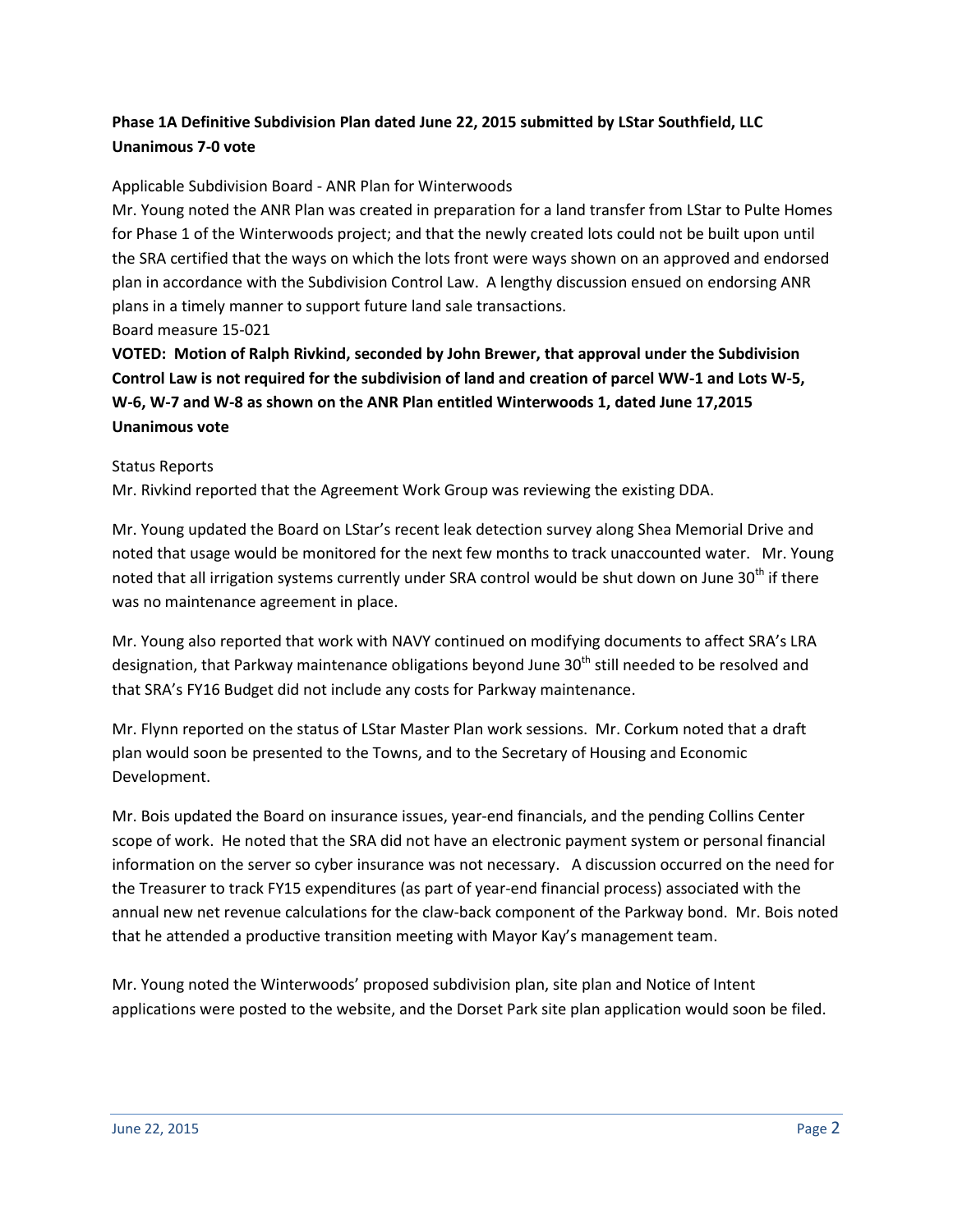**Phase 1A Definitive Subdivision Plan dated June 22, 2015 submitted by LStar Southfield, LLC**
**Unanimous 7-0 vote**

Applicable Subdivision Board - ANR Plan for Winterwoods

Mr. Young noted the ANR Plan was created in preparation for a land transfer from LStar to Pulte Homes for Phase 1 of the Winterwoods project; and that the newly created lots could not be built upon until the SRA certified that the ways on which the lots front were ways shown on an approved and endorsed plan in accordance with the Subdivision Control Law. A lengthy discussion ensued on endorsing ANR plans in a timely manner to support future land sale transactions.

Board measure 15-021

**VOTED: Motion of Ralph Rivkind, seconded by John Brewer, that approval under the Subdivision Control Law is not required for the subdivision of land and creation of parcel WW-1 and Lots W-5, W-6, W-7 and W-8 as shown on the ANR Plan entitled Winterwoods 1, dated June 17,2015**
**Unanimous vote**

Status Reports

Mr. Rivkind reported that the Agreement Work Group was reviewing the existing DDA.

Mr. Young updated the Board on LStar's recent leak detection survey along Shea Memorial Drive and noted that usage would be monitored for the next few months to track unaccounted water. Mr. Young noted that all irrigation systems currently under SRA control would be shut down on June 30th if there was no maintenance agreement in place.

Mr. Young also reported that work with NAVY continued on modifying documents to affect SRA's LRA designation, that Parkway maintenance obligations beyond June 30th still needed to be resolved and that SRA's FY16 Budget did not include any costs for Parkway maintenance.

Mr. Flynn reported on the status of LStar Master Plan work sessions. Mr. Corkum noted that a draft plan would soon be presented to the Towns, and to the Secretary of Housing and Economic Development.

Mr. Bois updated the Board on insurance issues, year-end financials, and the pending Collins Center scope of work. He noted that the SRA did not have an electronic payment system or personal financial information on the server so cyber insurance was not necessary. A discussion occurred on the need for the Treasurer to track FY15 expenditures (as part of year-end financial process) associated with the annual new net revenue calculations for the claw-back component of the Parkway bond. Mr. Bois noted that he attended a productive transition meeting with Mayor Kay's management team.

Mr. Young noted the Winterwoods' proposed subdivision plan, site plan and Notice of Intent applications were posted to the website, and the Dorset Park site plan application would soon be filed.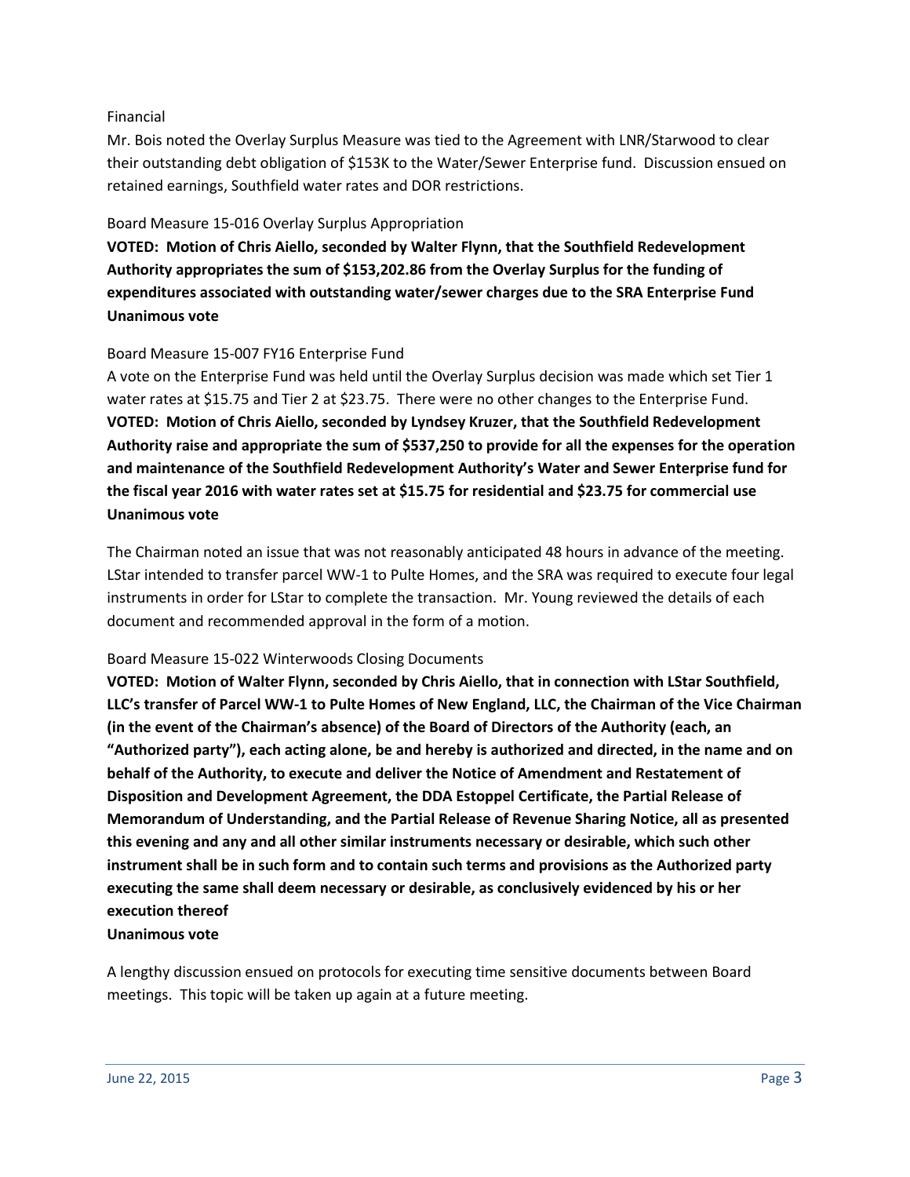Financial

Mr. Bois noted the Overlay Surplus Measure was tied to the Agreement with LNR/Starwood to clear their outstanding debt obligation of $153K to the Water/Sewer Enterprise fund. Discussion ensued on retained earnings, Southfield water rates and DOR restrictions.

Board Measure 15-016 Overlay Surplus Appropriation

**VOTED: Motion of Chris Aiello, seconded by Walter Flynn, that the Southfield Redevelopment Authority appropriates the sum of $153,202.86 from the Overlay Surplus for the funding of expenditures associated with outstanding water/sewer charges due to the SRA Enterprise Fund**
**Unanimous vote**

Board Measure 15-007 FY16 Enterprise Fund

A vote on the Enterprise Fund was held until the Overlay Surplus decision was made which set Tier 1 water rates at $15.75 and Tier 2 at $23.75. There were no other changes to the Enterprise Fund.
**VOTED: Motion of Chris Aiello, seconded by Lyndsey Kruzer, that the Southfield Redevelopment Authority raise and appropriate the sum of $537,250 to provide for all the expenses for the operation and maintenance of the Southfield Redevelopment Authority's Water and Sewer Enterprise fund for the fiscal year 2016 with water rates set at $15.75 for residential and $23.75 for commercial use**
**Unanimous vote**

The Chairman noted an issue that was not reasonably anticipated 48 hours in advance of the meeting. LStar intended to transfer parcel WW-1 to Pulte Homes, and the SRA was required to execute four legal instruments in order for LStar to complete the transaction. Mr. Young reviewed the details of each document and recommended approval in the form of a motion.

Board Measure 15-022 Winterwoods Closing Documents

**VOTED: Motion of Walter Flynn, seconded by Chris Aiello, that in connection with LStar Southfield, LLC's transfer of Parcel WW-1 to Pulte Homes of New England, LLC, the Chairman of the Vice Chairman (in the event of the Chairman's absence) of the Board of Directors of the Authority (each, an "Authorized party"), each acting alone, be and hereby is authorized and directed, in the name and on behalf of the Authority, to execute and deliver the Notice of Amendment and Restatement of Disposition and Development Agreement, the DDA Estoppel Certificate, the Partial Release of Memorandum of Understanding, and the Partial Release of Revenue Sharing Notice, all as presented this evening and any and all other similar instruments necessary or desirable, which such other instrument shall be in such form and to contain such terms and provisions as the Authorized party executing the same shall deem necessary or desirable, as conclusively evidenced by his or her execution thereof**
**Unanimous vote**

A lengthy discussion ensued on protocols for executing time sensitive documents between Board meetings. This topic will be taken up again at a future meeting.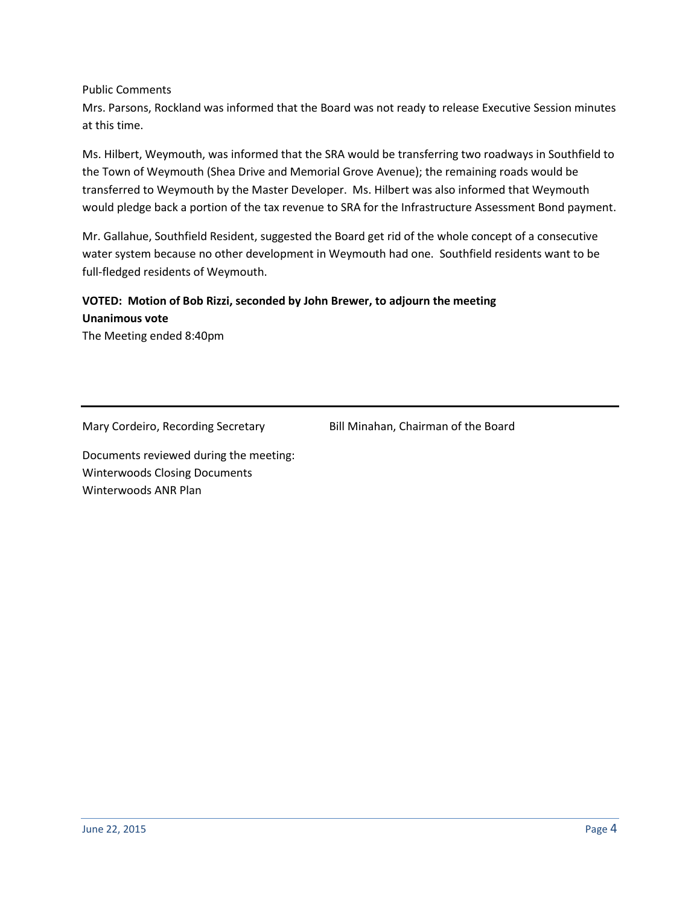Public Comments

Mrs. Parsons, Rockland was informed that the Board was not ready to release Executive Session minutes at this time.

Ms. Hilbert, Weymouth, was informed that the SRA would be transferring two roadways in Southfield to the Town of Weymouth (Shea Drive and Memorial Grove Avenue); the remaining roads would be transferred to Weymouth by the Master Developer. Ms. Hilbert was also informed that Weymouth would pledge back a portion of the tax revenue to SRA for the Infrastructure Assessment Bond payment.

Mr. Gallahue, Southfield Resident, suggested the Board get rid of the whole concept of a consecutive water system because no other development in Weymouth had one. Southfield residents want to be full-fledged residents of Weymouth.

**VOTED: Motion of Bob Rizzi, seconded by John Brewer, to adjourn the meeting**
**Unanimous vote**
The Meeting ended 8:40pm

---

Mary Cordeiro, Recording Secretary

Bill Minahan, Chairman of the Board

Documents reviewed during the meeting:
Winterwoods Closing Documents
Winterwoods ANR Plan